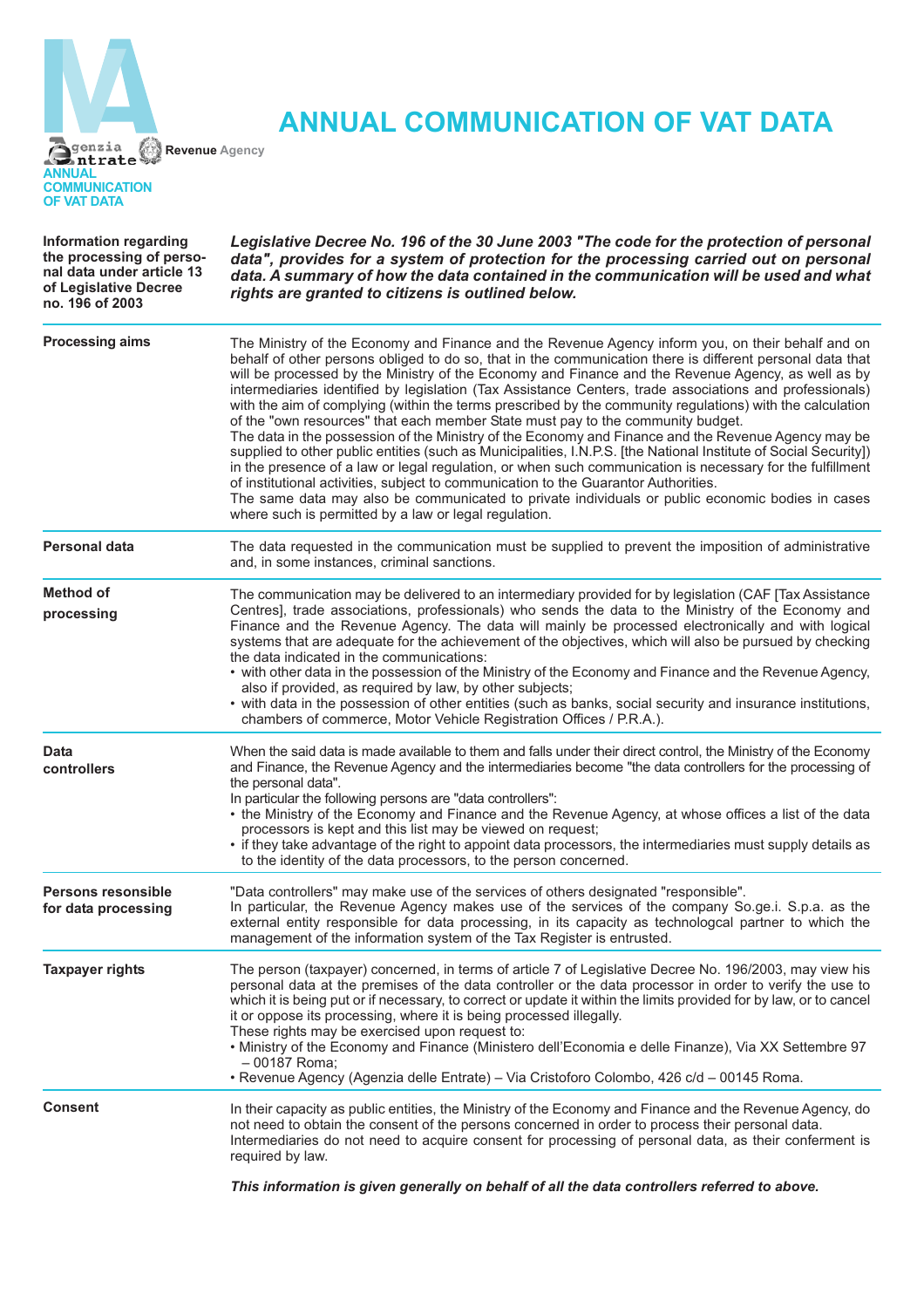# ANNUAL COMMUNICATION OF VAT DATA

Agenzia Entrate Revenue Agency

ANNUAL COMMUNICATION OF VAT DATA

**Information regarding the processing of personal data under article 13 of Legislative Decree no. 196 of 2003**

***Legislative Decree No. 196 of the 30 June 2003 "The code for the protection of personal data", provides for a system of protection for the processing carried out on personal data. A summary of how the data contained in the communication will be used and what rights are granted to citizens is outlined below.***

**Processing aims**

The Ministry of the Economy and Finance and the Revenue Agency inform you, on their behalf and on behalf of other persons obliged to do so, that in the communication there is different personal data that will be processed by the Ministry of the Economy and Finance and the Revenue Agency, as well as by intermediaries identified by legislation (Tax Assistance Centers, trade associations and professionals) with the aim of complying (within the terms prescribed by the community regulations) with the calculation of the "own resources" that each member State must pay to the community budget.
The data in the possession of the Ministry of the Economy and Finance and the Revenue Agency may be supplied to other public entities (such as Municipalities, I.N.P.S. [the National Institute of Social Security]) in the presence of a law or legal regulation, or when such communication is necessary for the fulfillment of institutional activities, subject to communication to the Guarantor Authorities.
The same data may also be communicated to private individuals or public economic bodies in cases where such is permitted by a law or legal regulation.

**Personal data**

The data requested in the communication must be supplied to prevent the imposition of administrative and, in some instances, criminal sanctions.

**Method of processing**

The communication may be delivered to an intermediary provided for by legislation (CAF [Tax Assistance Centres], trade associations, professionals) who sends the data to the Ministry of the Economy and Finance and the Revenue Agency. The data will mainly be processed electronically and with logical systems that are adequate for the achievement of the objectives, which will also be pursued by checking the data indicated in the communications:

- with other data in the possession of the Ministry of the Economy and Finance and the Revenue Agency, also if provided, as required by law, by other subjects;
- with data in the possession of other entities (such as banks, social security and insurance institutions, chambers of commerce, Motor Vehicle Registration Offices / P.R.A.).

**Data controllers**

When the said data is made available to them and falls under their direct control, the Ministry of the Economy and Finance, the Revenue Agency and the intermediaries become "the data controllers for the processing of the personal data".
In particular the following persons are "data controllers":

- the Ministry of the Economy and Finance and the Revenue Agency, at whose offices a list of the data processors is kept and this list may be viewed on request;
- if they take advantage of the right to appoint data processors, the intermediaries must supply details as to the identity of the data processors, to the person concerned.

**Persons resonsible for data processing**

"Data controllers" may make use of the services of others designated "responsible".
In particular, the Revenue Agency makes use of the services of the company So.ge.i. S.p.a. as the external entity responsible for data processing, in its capacity as technologcal partner to which the management of the information system of the Tax Register is entrusted.

**Taxpayer rights**

The person (taxpayer) concerned, in terms of article 7 of Legislative Decree No. 196/2003, may view his personal data at the premises of the data controller or the data processor in order to verify the use to which it is being put or if necessary, to correct or update it within the limits provided for by law, or to cancel it or oppose its processing, where it is being processed illegally.
These rights may be exercised upon request to:

- Ministry of the Economy and Finance (Ministero dell'Economia e delle Finanze), Via XX Settembre 97 – 00187 Roma;
- Revenue Agency (Agenzia delle Entrate) – Via Cristoforo Colombo, 426 c/d – 00145 Roma.

**Consent**

In their capacity as public entities, the Ministry of the Economy and Finance and the Revenue Agency, do not need to obtain the consent of the persons concerned in order to process their personal data.
Intermediaries do not need to acquire consent for processing of personal data, as their conferment is required by law.

***This information is given generally on behalf of all the data controllers referred to above.***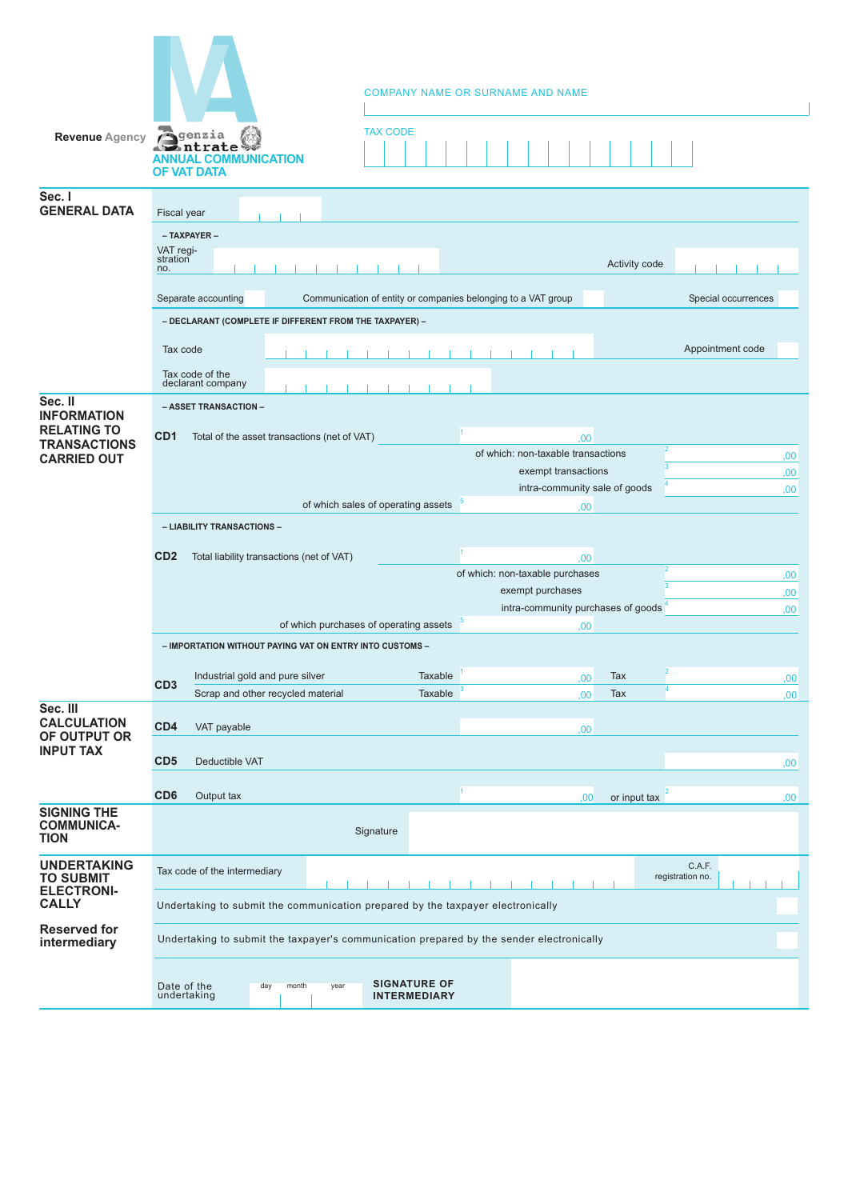Revenue Agency

Agenzia Entrate

**ANNUAL COMMUNICATION OF VAT DATA**

COMPANY NAME OR SURNAME AND NAME

TAX CODE

## Sec. I GENERAL DATA

Fiscal year

– TAXPAYER –

| | | | |
|---|---|---|---|
| VAT registration no. | | Activity code | |
| Separate accounting | | Communication of entity or companies belonging to a VAT group | |
| Special occurrences | | | |

– DECLARANT (COMPLETE IF DIFFERENT FROM THE TAXPAYER) –

| | | | |
|---|---|---|---|
| Tax code | | Appointment code | |
| Tax code of the declarant company | | | |

## Sec. II INFORMATION RELATING TO TRANSACTIONS CARRIED OUT

– ASSET TRANSACTION –

| | | | |
|---|---|---|---|
| **CD1** | Total of the asset transactions (net of VAT) | 1 | ,00 |
| | of which: non-taxable transactions | 2 | ,00 |
| | exempt transactions | 3 | ,00 |
| | intra-community sale of goods | 4 | ,00 |
| | of which sales of operating assets | 5 | ,00 |

– LIABILITY TRANSACTIONS –

| | | | |
|---|---|---|---|
| **CD2** | Total liability transactions (net of VAT) | 1 | ,00 |
| | of which: non-taxable purchases | 2 | ,00 |
| | exempt purchases | 3 | ,00 |
| | intra-community purchases of goods | 4 | ,00 |
| | of which purchases of operating assets | 5 | ,00 |

– IMPORTATION WITHOUT PAYING VAT ON ENTRY INTO CUSTOMS –

| | | | | | |
|---|---|---|---|---|---|
| **CD3** | Industrial gold and pure silver | Taxable | 1 ,00 | Tax | 2 ,00 |
| | Scrap and other recycled material | Taxable | 3 ,00 | Tax | 4 ,00 |

## Sec. III CALCULATION OF OUTPUT OR INPUT TAX

| | | | |
|---|---|---|---|
| **CD4** | VAT payable | ,00 | |
| **CD5** | Deductible VAT | | ,00 |
| **CD6** | Output tax | 1 ,00 | or input tax 2 ,00 |

## SIGNING THE COMMUNICATION

Signature

## UNDERTAKING TO SUBMIT ELECTRONICALLY

### Reserved for intermediary

Tax code of the intermediary

C.A.F. registration no.

Undertaking to submit the communication prepared by the taxpayer electronically

Undertaking to submit the taxpayer's communication prepared by the sender electronically

Date of the undertaking — day — month — year

**SIGNATURE OF INTERMEDIARY**